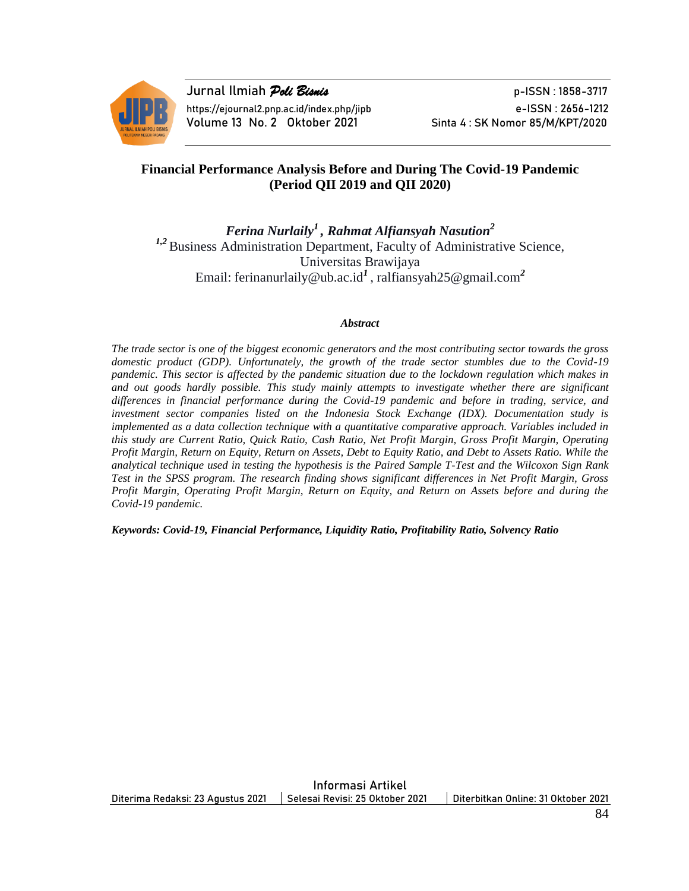# Financial Performance Analysis Before and During The Covid-19 Pandemic (Period QII 2019 and QII 2020)

***Ferina Nurlaily[1], Rahmat Alfiansyah Nasution[2]***

[1,2] Business Administration Department, Faculty of Administrative Science, Universitas Brawijaya

Email: ferinanurlaily@ub.ac.id[1], ralfiansyah25@gmail.com[2]

### *Abstract*

*The trade sector is one of the biggest economic generators and the most contributing sector towards the gross domestic product (GDP). Unfortunately, the growth of the trade sector stumbles due to the Covid-19 pandemic. This sector is affected by the pandemic situation due to the lockdown regulation which makes in and out goods hardly possible. This study mainly attempts to investigate whether there are significant differences in financial performance during the Covid-19 pandemic and before in trading, service, and investment sector companies listed on the Indonesia Stock Exchange (IDX). Documentation study is implemented as a data collection technique with a quantitative comparative approach. Variables included in this study are Current Ratio, Quick Ratio, Cash Ratio, Net Profit Margin, Gross Profit Margin, Operating Profit Margin, Return on Equity, Return on Assets, Debt to Equity Ratio, and Debt to Assets Ratio. While the analytical technique used in testing the hypothesis is the Paired Sample T-Test and the Wilcoxon Sign Rank Test in the SPSS program. The research finding shows significant differences in Net Profit Margin, Gross Profit Margin, Operating Profit Margin, Return on Equity, and Return on Assets before and during the Covid-19 pandemic.*

***Keywords: Covid-19, Financial Performance, Liquidity Ratio, Profitability Ratio, Solvency Ratio***

Informasi Artikel

| Diterima Redaksi: 23 Agustus 2021 | Selesai Revisi: 25 Oktober 2021 | Diterbitkan Online: 31 Oktober 2021 |
|---|---|---|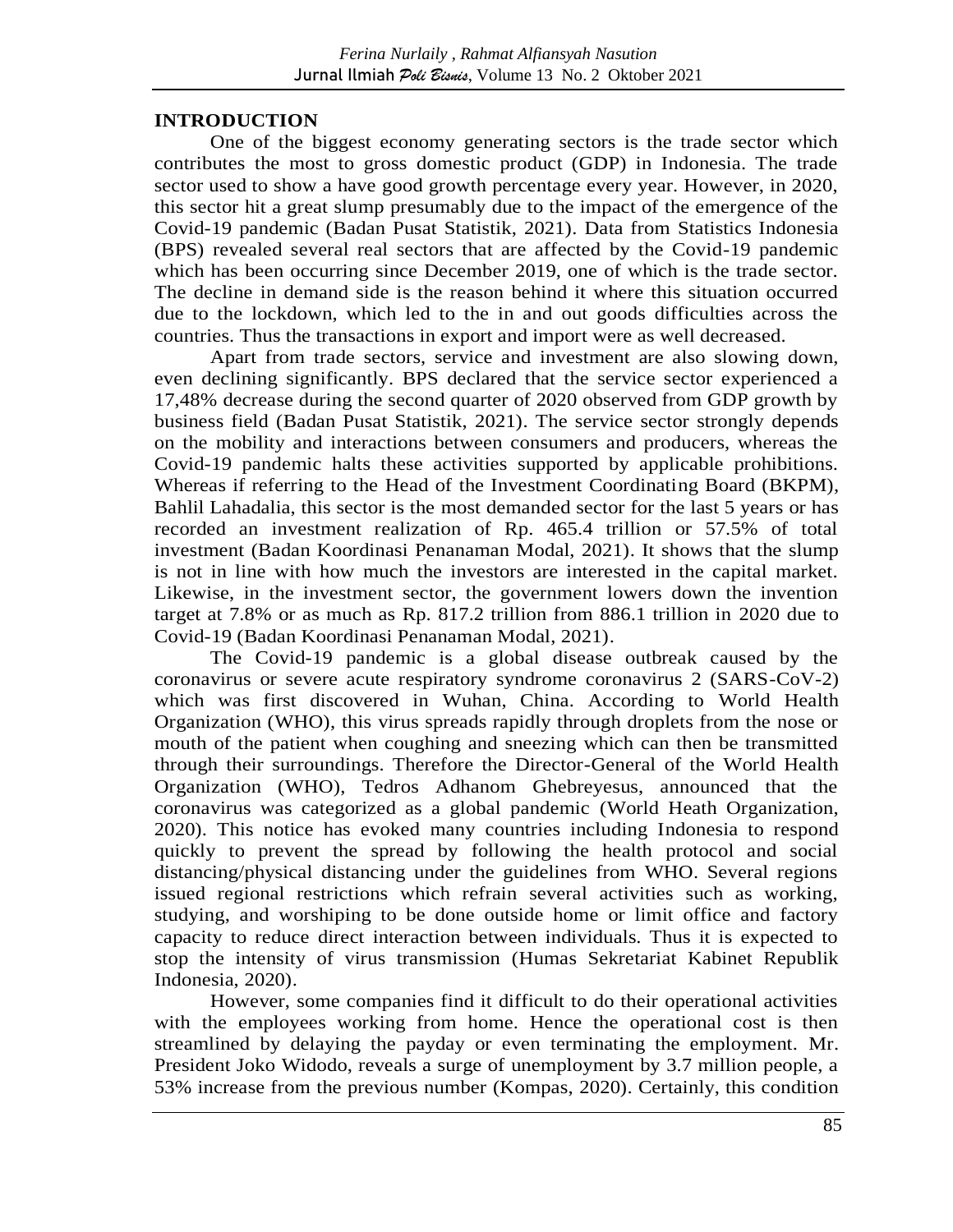## INTRODUCTION

One of the biggest economy generating sectors is the trade sector which contributes the most to gross domestic product (GDP) in Indonesia. The trade sector used to show a have good growth percentage every year. However, in 2020, this sector hit a great slump presumably due to the impact of the emergence of the Covid-19 pandemic (Badan Pusat Statistik, 2021). Data from Statistics Indonesia (BPS) revealed several real sectors that are affected by the Covid-19 pandemic which has been occurring since December 2019, one of which is the trade sector. The decline in demand side is the reason behind it where this situation occurred due to the lockdown, which led to the in and out goods difficulties across the countries. Thus the transactions in export and import were as well decreased.

Apart from trade sectors, service and investment are also slowing down, even declining significantly. BPS declared that the service sector experienced a 17,48% decrease during the second quarter of 2020 observed from GDP growth by business field (Badan Pusat Statistik, 2021). The service sector strongly depends on the mobility and interactions between consumers and producers, whereas the Covid-19 pandemic halts these activities supported by applicable prohibitions. Whereas if referring to the Head of the Investment Coordinating Board (BKPM), Bahlil Lahadalia, this sector is the most demanded sector for the last 5 years or has recorded an investment realization of Rp. 465.4 trillion or 57.5% of total investment (Badan Koordinasi Penanaman Modal, 2021). It shows that the slump is not in line with how much the investors are interested in the capital market. Likewise, in the investment sector, the government lowers down the invention target at 7.8% or as much as Rp. 817.2 trillion from 886.1 trillion in 2020 due to Covid-19 (Badan Koordinasi Penanaman Modal, 2021).

The Covid-19 pandemic is a global disease outbreak caused by the coronavirus or severe acute respiratory syndrome coronavirus 2 (SARS-CoV-2) which was first discovered in Wuhan, China. According to World Health Organization (WHO), this virus spreads rapidly through droplets from the nose or mouth of the patient when coughing and sneezing which can then be transmitted through their surroundings. Therefore the Director-General of the World Health Organization (WHO), Tedros Adhanom Ghebreyesus, announced that the coronavirus was categorized as a global pandemic (World Heath Organization, 2020). This notice has evoked many countries including Indonesia to respond quickly to prevent the spread by following the health protocol and social distancing/physical distancing under the guidelines from WHO. Several regions issued regional restrictions which refrain several activities such as working, studying, and worshiping to be done outside home or limit office and factory capacity to reduce direct interaction between individuals. Thus it is expected to stop the intensity of virus transmission (Humas Sekretariat Kabinet Republik Indonesia, 2020).

However, some companies find it difficult to do their operational activities with the employees working from home. Hence the operational cost is then streamlined by delaying the payday or even terminating the employment. Mr. President Joko Widodo, reveals a surge of unemployment by 3.7 million people, a 53% increase from the previous number (Kompas, 2020). Certainly, this condition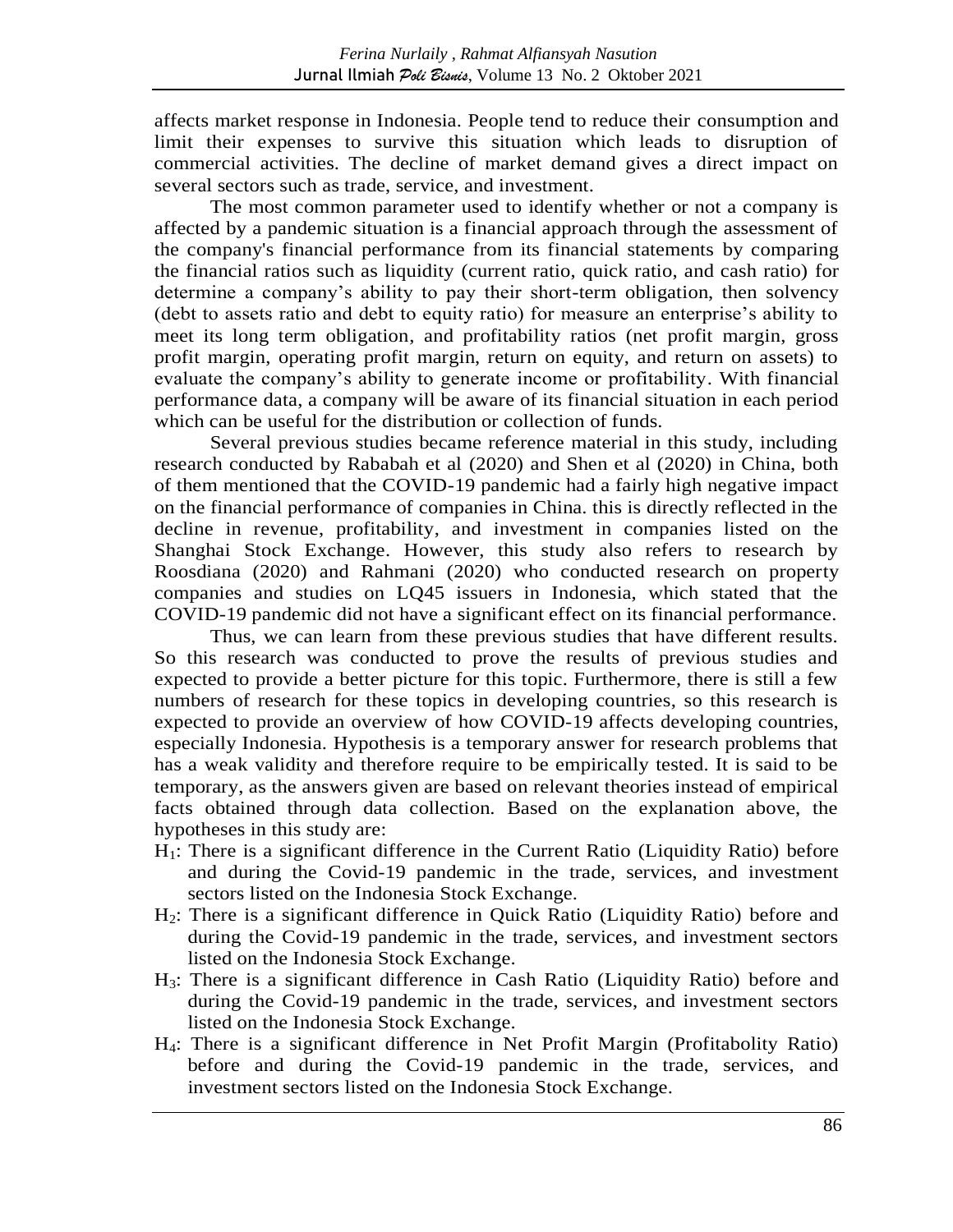affects market response in Indonesia. People tend to reduce their consumption and limit their expenses to survive this situation which leads to disruption of commercial activities. The decline of market demand gives a direct impact on several sectors such as trade, service, and investment.

The most common parameter used to identify whether or not a company is affected by a pandemic situation is a financial approach through the assessment of the company's financial performance from its financial statements by comparing the financial ratios such as liquidity (current ratio, quick ratio, and cash ratio) for determine a company's ability to pay their short-term obligation, then solvency (debt to assets ratio and debt to equity ratio) for measure an enterprise's ability to meet its long term obligation, and profitability ratios (net profit margin, gross profit margin, operating profit margin, return on equity, and return on assets) to evaluate the company's ability to generate income or profitability. With financial performance data, a company will be aware of its financial situation in each period which can be useful for the distribution or collection of funds.

Several previous studies became reference material in this study, including research conducted by Rababah et al (2020) and Shen et al (2020) in China, both of them mentioned that the COVID-19 pandemic had a fairly high negative impact on the financial performance of companies in China. this is directly reflected in the decline in revenue, profitability, and investment in companies listed on the Shanghai Stock Exchange. However, this study also refers to research by Roosdiana (2020) and Rahmani (2020) who conducted research on property companies and studies on LQ45 issuers in Indonesia, which stated that the COVID-19 pandemic did not have a significant effect on its financial performance.

Thus, we can learn from these previous studies that have different results. So this research was conducted to prove the results of previous studies and expected to provide a better picture for this topic. Furthermore, there is still a few numbers of research for these topics in developing countries, so this research is expected to provide an overview of how COVID-19 affects developing countries, especially Indonesia. Hypothesis is a temporary answer for research problems that has a weak validity and therefore require to be empirically tested. It is said to be temporary, as the answers given are based on relevant theories instead of empirical facts obtained through data collection. Based on the explanation above, the hypotheses in this study are:

- $H_1$: There is a significant difference in the Current Ratio (Liquidity Ratio) before and during the Covid-19 pandemic in the trade, services, and investment sectors listed on the Indonesia Stock Exchange.
- $H_2$: There is a significant difference in Quick Ratio (Liquidity Ratio) before and during the Covid-19 pandemic in the trade, services, and investment sectors listed on the Indonesia Stock Exchange.
- $H_3$: There is a significant difference in Cash Ratio (Liquidity Ratio) before and during the Covid-19 pandemic in the trade, services, and investment sectors listed on the Indonesia Stock Exchange.
- $H_4$: There is a significant difference in Net Profit Margin (Profitabolity Ratio) before and during the Covid-19 pandemic in the trade, services, and investment sectors listed on the Indonesia Stock Exchange.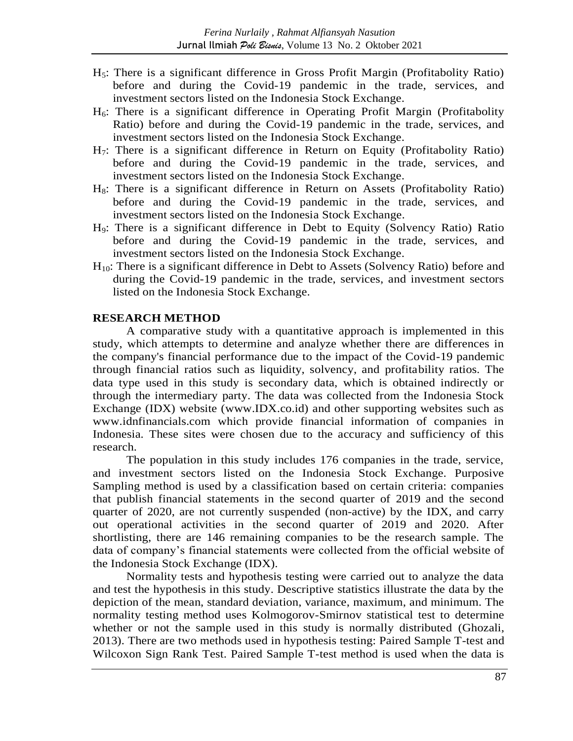$H_5$: There is a significant difference in Gross Profit Margin (Profitabolity Ratio) before and during the Covid-19 pandemic in the trade, services, and investment sectors listed on the Indonesia Stock Exchange.

$H_6$: There is a significant difference in Operating Profit Margin (Profitabolity Ratio) before and during the Covid-19 pandemic in the trade, services, and investment sectors listed on the Indonesia Stock Exchange.

$H_7$: There is a significant difference in Return on Equity (Profitabolity Ratio) before and during the Covid-19 pandemic in the trade, services, and investment sectors listed on the Indonesia Stock Exchange.

$H_8$: There is a significant difference in Return on Assets (Profitabolity Ratio) before and during the Covid-19 pandemic in the trade, services, and investment sectors listed on the Indonesia Stock Exchange.

$H_9$: There is a significant difference in Debt to Equity (Solvency Ratio) Ratio before and during the Covid-19 pandemic in the trade, services, and investment sectors listed on the Indonesia Stock Exchange.

$H_{10}$: There is a significant difference in Debt to Assets (Solvency Ratio) before and during the Covid-19 pandemic in the trade, services, and investment sectors listed on the Indonesia Stock Exchange.

## RESEARCH METHOD

A comparative study with a quantitative approach is implemented in this study, which attempts to determine and analyze whether there are differences in the company's financial performance due to the impact of the Covid-19 pandemic through financial ratios such as liquidity, solvency, and profitability ratios. The data type used in this study is secondary data, which is obtained indirectly or through the intermediary party. The data was collected from the Indonesia Stock Exchange (IDX) website (www.IDX.co.id) and other supporting websites such as www.idnfinancials.com which provide financial information of companies in Indonesia. These sites were chosen due to the accuracy and sufficiency of this research.

The population in this study includes 176 companies in the trade, service, and investment sectors listed on the Indonesia Stock Exchange. Purposive Sampling method is used by a classification based on certain criteria: companies that publish financial statements in the second quarter of 2019 and the second quarter of 2020, are not currently suspended (non-active) by the IDX, and carry out operational activities in the second quarter of 2019 and 2020. After shortlisting, there are 146 remaining companies to be the research sample. The data of company's financial statements were collected from the official website of the Indonesia Stock Exchange (IDX).

Normality tests and hypothesis testing were carried out to analyze the data and test the hypothesis in this study. Descriptive statistics illustrate the data by the depiction of the mean, standard deviation, variance, maximum, and minimum. The normality testing method uses Kolmogorov-Smirnov statistical test to determine whether or not the sample used in this study is normally distributed (Ghozali, 2013). There are two methods used in hypothesis testing: Paired Sample T-test and Wilcoxon Sign Rank Test. Paired Sample T-test method is used when the data is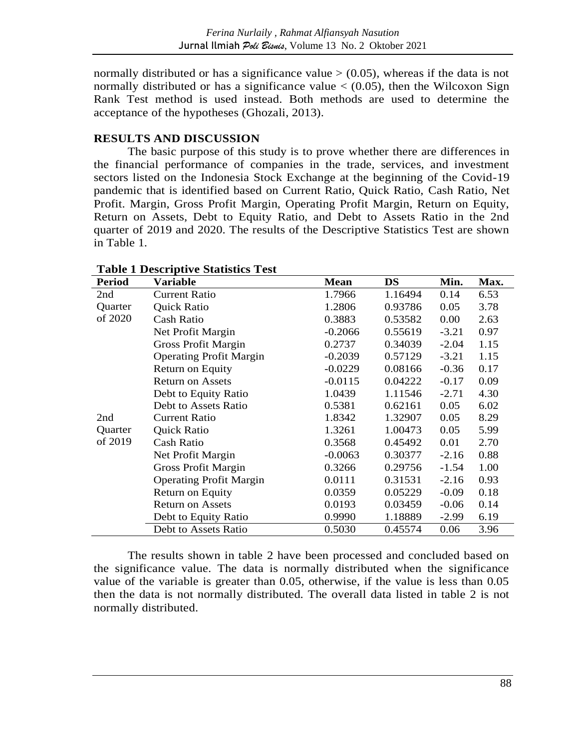normally distributed or has a significance value > (0.05), whereas if the data is not normally distributed or has a significance value < (0.05), then the Wilcoxon Sign Rank Test method is used instead. Both methods are used to determine the acceptance of the hypotheses (Ghozali, 2013).

## RESULTS AND DISCUSSION

The basic purpose of this study is to prove whether there are differences in the financial performance of companies in the trade, services, and investment sectors listed on the Indonesia Stock Exchange at the beginning of the Covid-19 pandemic that is identified based on Current Ratio, Quick Ratio, Cash Ratio, Net Profit. Margin, Gross Profit Margin, Operating Profit Margin, Return on Equity, Return on Assets, Debt to Equity Ratio, and Debt to Assets Ratio in the 2nd quarter of 2019 and 2020. The results of the Descriptive Statistics Test are shown in Table 1.

**Table 1 Descriptive Statistics Test**

| Period | Variable | Mean | DS | Min. | Max. |
|---|---|---|---|---|---|
| 2nd Quarter of 2020 | Current Ratio | 1.7966 | 1.16494 | 0.14 | 6.53 |
| | Quick Ratio | 1.2806 | 0.93786 | 0.05 | 3.78 |
| | Cash Ratio | 0.3883 | 0.53582 | 0.00 | 2.63 |
| | Net Profit Margin | -0.2066 | 0.55619 | -3.21 | 0.97 |
| | Gross Profit Margin | 0.2737 | 0.34039 | -2.04 | 1.15 |
| | Operating Profit Margin | -0.2039 | 0.57129 | -3.21 | 1.15 |
| | Return on Equity | -0.0229 | 0.08166 | -0.36 | 0.17 |
| | Return on Assets | -0.0115 | 0.04222 | -0.17 | 0.09 |
| | Debt to Equity Ratio | 1.0439 | 1.11546 | -2.71 | 4.30 |
| | Debt to Assets Ratio | 0.5381 | 0.62161 | 0.05 | 6.02 |
| 2nd Quarter of 2019 | Current Ratio | 1.8342 | 1.32907 | 0.05 | 8.29 |
| | Quick Ratio | 1.3261 | 1.00473 | 0.05 | 5.99 |
| | Cash Ratio | 0.3568 | 0.45492 | 0.01 | 2.70 |
| | Net Profit Margin | -0.0063 | 0.30377 | -2.16 | 0.88 |
| | Gross Profit Margin | 0.3266 | 0.29756 | -1.54 | 1.00 |
| | Operating Profit Margin | 0.0111 | 0.31531 | -2.16 | 0.93 |
| | Return on Equity | 0.0359 | 0.05229 | -0.09 | 0.18 |
| | Return on Assets | 0.0193 | 0.03459 | -0.06 | 0.14 |
| | Debt to Equity Ratio | 0.9990 | 1.18889 | -2.99 | 6.19 |
| | Debt to Assets Ratio | 0.5030 | 0.45574 | 0.06 | 3.96 |

The results shown in table 2 have been processed and concluded based on the significance value. The data is normally distributed when the significance value of the variable is greater than 0.05, otherwise, if the value is less than 0.05 then the data is not normally distributed. The overall data listed in table 2 is not normally distributed.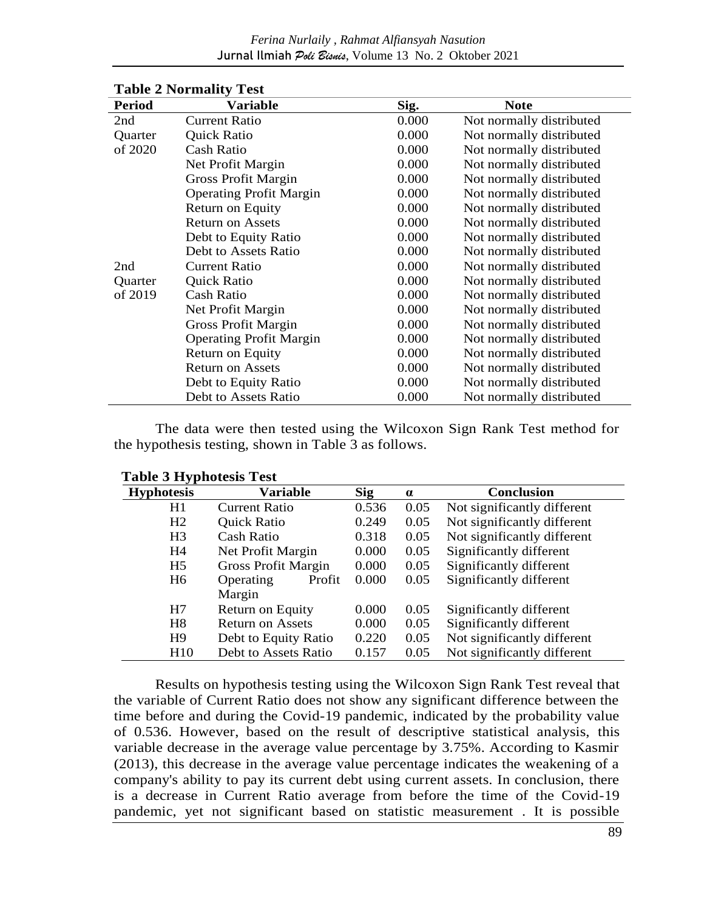**Table 2 Normality Test**

| Period | Variable | Sig. | Note |
|---|---|---|---|
| 2nd Quarter of 2020 | Current Ratio | 0.000 | Not normally distributed |
| | Quick Ratio | 0.000 | Not normally distributed |
| | Cash Ratio | 0.000 | Not normally distributed |
| | Net Profit Margin | 0.000 | Not normally distributed |
| | Gross Profit Margin | 0.000 | Not normally distributed |
| | Operating Profit Margin | 0.000 | Not normally distributed |
| | Return on Equity | 0.000 | Not normally distributed |
| | Return on Assets | 0.000 | Not normally distributed |
| | Debt to Equity Ratio | 0.000 | Not normally distributed |
| | Debt to Assets Ratio | 0.000 | Not normally distributed |
| 2nd Quarter of 2019 | Current Ratio | 0.000 | Not normally distributed |
| | Quick Ratio | 0.000 | Not normally distributed |
| | Cash Ratio | 0.000 | Not normally distributed |
| | Net Profit Margin | 0.000 | Not normally distributed |
| | Gross Profit Margin | 0.000 | Not normally distributed |
| | Operating Profit Margin | 0.000 | Not normally distributed |
| | Return on Equity | 0.000 | Not normally distributed |
| | Return on Assets | 0.000 | Not normally distributed |
| | Debt to Equity Ratio | 0.000 | Not normally distributed |
| | Debt to Assets Ratio | 0.000 | Not normally distributed |

The data were then tested using the Wilcoxon Sign Rank Test method for the hypothesis testing, shown in Table 3 as follows.

**Table 3 Hyphotesis Test**

| Hyphotesis | Variable | Sig | α | Conclusion |
|---|---|---|---|---|
| H1 | Current Ratio | 0.536 | 0.05 | Not significantly different |
| H2 | Quick Ratio | 0.249 | 0.05 | Not significantly different |
| H3 | Cash Ratio | 0.318 | 0.05 | Not significantly different |
| H4 | Net Profit Margin | 0.000 | 0.05 | Significantly different |
| H5 | Gross Profit Margin | 0.000 | 0.05 | Significantly different |
| H6 | Operating Profit Margin | 0.000 | 0.05 | Significantly different |
| H7 | Return on Equity | 0.000 | 0.05 | Significantly different |
| H8 | Return on Assets | 0.000 | 0.05 | Significantly different |
| H9 | Debt to Equity Ratio | 0.220 | 0.05 | Not significantly different |
| H10 | Debt to Assets Ratio | 0.157 | 0.05 | Not significantly different |

Results on hypothesis testing using the Wilcoxon Sign Rank Test reveal that the variable of Current Ratio does not show any significant difference between the time before and during the Covid-19 pandemic, indicated by the probability value of 0.536. However, based on the result of descriptive statistical analysis, this variable decrease in the average value percentage by 3.75%. According to Kasmir (2013), this decrease in the average value percentage indicates the weakening of a company's ability to pay its current debt using current assets. In conclusion, there is a decrease in Current Ratio average from before the time of the Covid-19 pandemic, yet not significant based on statistic measurement . It is possible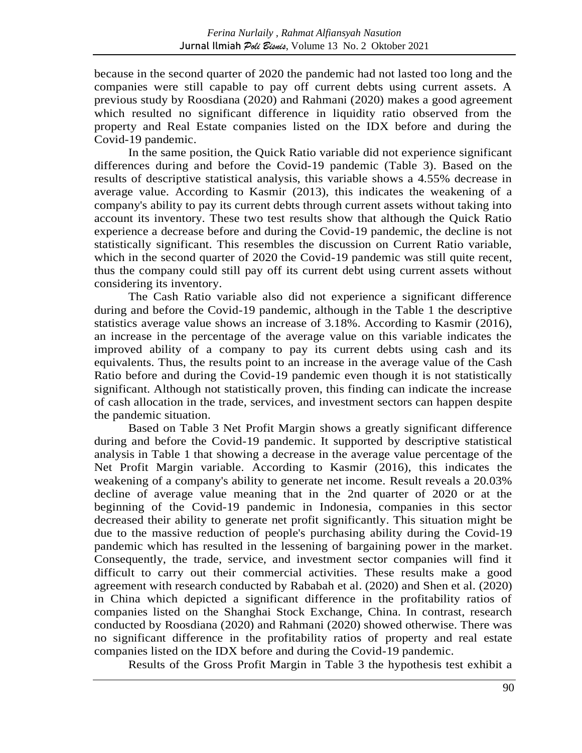because in the second quarter of 2020 the pandemic had not lasted too long and the companies were still capable to pay off current debts using current assets. A previous study by Roosdiana (2020) and Rahmani (2020) makes a good agreement which resulted no significant difference in liquidity ratio observed from the property and Real Estate companies listed on the IDX before and during the Covid-19 pandemic.

In the same position, the Quick Ratio variable did not experience significant differences during and before the Covid-19 pandemic (Table 3). Based on the results of descriptive statistical analysis, this variable shows a 4.55% decrease in average value. According to Kasmir (2013), this indicates the weakening of a company's ability to pay its current debts through current assets without taking into account its inventory. These two test results show that although the Quick Ratio experience a decrease before and during the Covid-19 pandemic, the decline is not statistically significant. This resembles the discussion on Current Ratio variable, which in the second quarter of 2020 the Covid-19 pandemic was still quite recent, thus the company could still pay off its current debt using current assets without considering its inventory.

The Cash Ratio variable also did not experience a significant difference during and before the Covid-19 pandemic, although in the Table 1 the descriptive statistics average value shows an increase of 3.18%. According to Kasmir (2016), an increase in the percentage of the average value on this variable indicates the improved ability of a company to pay its current debts using cash and its equivalents. Thus, the results point to an increase in the average value of the Cash Ratio before and during the Covid-19 pandemic even though it is not statistically significant. Although not statistically proven, this finding can indicate the increase of cash allocation in the trade, services, and investment sectors can happen despite the pandemic situation.

Based on Table 3 Net Profit Margin shows a greatly significant difference during and before the Covid-19 pandemic. It supported by descriptive statistical analysis in Table 1 that showing a decrease in the average value percentage of the Net Profit Margin variable. According to Kasmir (2016), this indicates the weakening of a company's ability to generate net income. Result reveals a 20.03% decline of average value meaning that in the 2nd quarter of 2020 or at the beginning of the Covid-19 pandemic in Indonesia, companies in this sector decreased their ability to generate net profit significantly. This situation might be due to the massive reduction of people's purchasing ability during the Covid-19 pandemic which has resulted in the lessening of bargaining power in the market. Consequently, the trade, service, and investment sector companies will find it difficult to carry out their commercial activities. These results make a good agreement with research conducted by Rababah et al. (2020) and Shen et al. (2020) in China which depicted a significant difference in the profitability ratios of companies listed on the Shanghai Stock Exchange, China. In contrast, research conducted by Roosdiana (2020) and Rahmani (2020) showed otherwise. There was no significant difference in the profitability ratios of property and real estate companies listed on the IDX before and during the Covid-19 pandemic.

Results of the Gross Profit Margin in Table 3 the hypothesis test exhibit a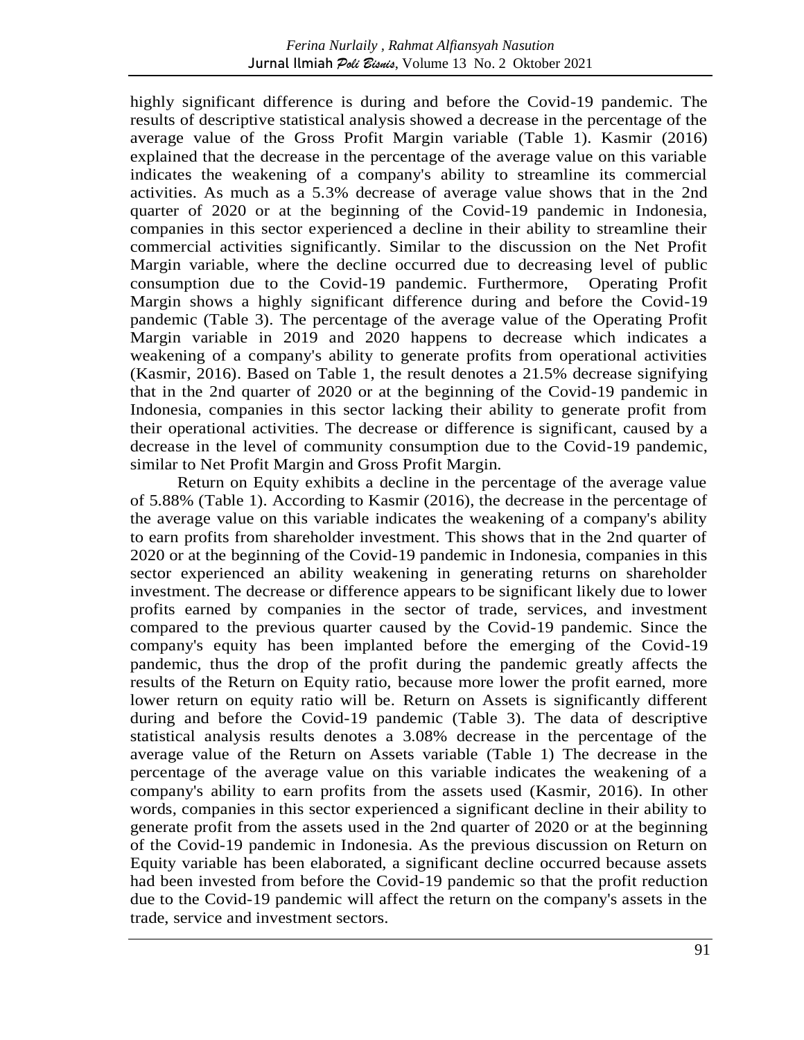highly significant difference is during and before the Covid-19 pandemic. The results of descriptive statistical analysis showed a decrease in the percentage of the average value of the Gross Profit Margin variable (Table 1). Kasmir (2016) explained that the decrease in the percentage of the average value on this variable indicates the weakening of a company's ability to streamline its commercial activities. As much as a 5.3% decrease of average value shows that in the 2nd quarter of 2020 or at the beginning of the Covid-19 pandemic in Indonesia, companies in this sector experienced a decline in their ability to streamline their commercial activities significantly. Similar to the discussion on the Net Profit Margin variable, where the decline occurred due to decreasing level of public consumption due to the Covid-19 pandemic. Furthermore, Operating Profit Margin shows a highly significant difference during and before the Covid-19 pandemic (Table 3). The percentage of the average value of the Operating Profit Margin variable in 2019 and 2020 happens to decrease which indicates a weakening of a company's ability to generate profits from operational activities (Kasmir, 2016). Based on Table 1, the result denotes a 21.5% decrease signifying that in the 2nd quarter of 2020 or at the beginning of the Covid-19 pandemic in Indonesia, companies in this sector lacking their ability to generate profit from their operational activities. The decrease or difference is significant, caused by a decrease in the level of community consumption due to the Covid-19 pandemic, similar to Net Profit Margin and Gross Profit Margin.

Return on Equity exhibits a decline in the percentage of the average value of 5.88% (Table 1). According to Kasmir (2016), the decrease in the percentage of the average value on this variable indicates the weakening of a company's ability to earn profits from shareholder investment. This shows that in the 2nd quarter of 2020 or at the beginning of the Covid-19 pandemic in Indonesia, companies in this sector experienced an ability weakening in generating returns on shareholder investment. The decrease or difference appears to be significant likely due to lower profits earned by companies in the sector of trade, services, and investment compared to the previous quarter caused by the Covid-19 pandemic. Since the company's equity has been implanted before the emerging of the Covid-19 pandemic, thus the drop of the profit during the pandemic greatly affects the results of the Return on Equity ratio, because more lower the profit earned, more lower return on equity ratio will be. Return on Assets is significantly different during and before the Covid-19 pandemic (Table 3). The data of descriptive statistical analysis results denotes a 3.08% decrease in the percentage of the average value of the Return on Assets variable (Table 1) The decrease in the percentage of the average value on this variable indicates the weakening of a company's ability to earn profits from the assets used (Kasmir, 2016). In other words, companies in this sector experienced a significant decline in their ability to generate profit from the assets used in the 2nd quarter of 2020 or at the beginning of the Covid-19 pandemic in Indonesia. As the previous discussion on Return on Equity variable has been elaborated, a significant decline occurred because assets had been invested from before the Covid-19 pandemic so that the profit reduction due to the Covid-19 pandemic will affect the return on the company's assets in the trade, service and investment sectors.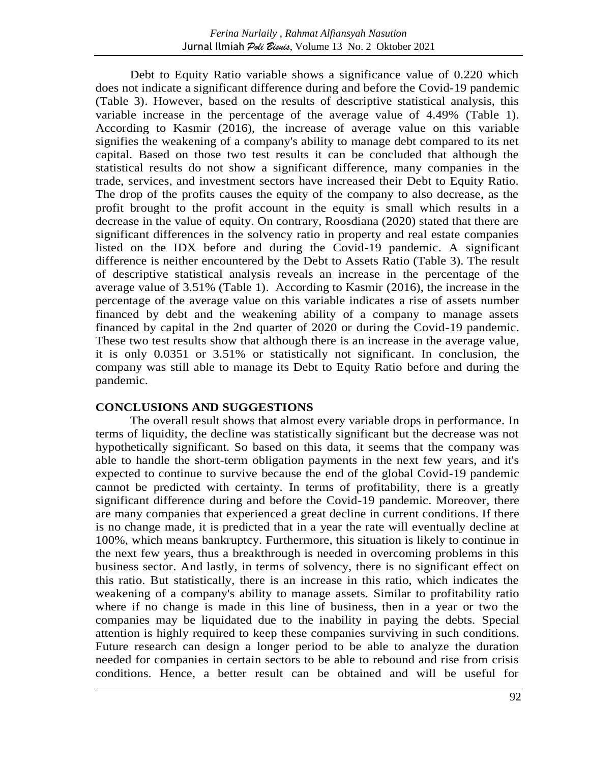Debt to Equity Ratio variable shows a significance value of 0.220 which does not indicate a significant difference during and before the Covid-19 pandemic (Table 3). However, based on the results of descriptive statistical analysis, this variable increase in the percentage of the average value of 4.49% (Table 1). According to Kasmir (2016), the increase of average value on this variable signifies the weakening of a company's ability to manage debt compared to its net capital. Based on those two test results it can be concluded that although the statistical results do not show a significant difference, many companies in the trade, services, and investment sectors have increased their Debt to Equity Ratio. The drop of the profits causes the equity of the company to also decrease, as the profit brought to the profit account in the equity is small which results in a decrease in the value of equity. On contrary, Roosdiana (2020) stated that there are significant differences in the solvency ratio in property and real estate companies listed on the IDX before and during the Covid-19 pandemic. A significant difference is neither encountered by the Debt to Assets Ratio (Table 3). The result of descriptive statistical analysis reveals an increase in the percentage of the average value of 3.51% (Table 1). According to Kasmir (2016), the increase in the percentage of the average value on this variable indicates a rise of assets number financed by debt and the weakening ability of a company to manage assets financed by capital in the 2nd quarter of 2020 or during the Covid-19 pandemic. These two test results show that although there is an increase in the average value, it is only 0.0351 or 3.51% or statistically not significant. In conclusion, the company was still able to manage its Debt to Equity Ratio before and during the pandemic.

## CONCLUSIONS AND SUGGESTIONS

The overall result shows that almost every variable drops in performance. In terms of liquidity, the decline was statistically significant but the decrease was not hypothetically significant. So based on this data, it seems that the company was able to handle the short-term obligation payments in the next few years, and it's expected to continue to survive because the end of the global Covid-19 pandemic cannot be predicted with certainty. In terms of profitability, there is a greatly significant difference during and before the Covid-19 pandemic. Moreover, there are many companies that experienced a great decline in current conditions. If there is no change made, it is predicted that in a year the rate will eventually decline at 100%, which means bankruptcy. Furthermore, this situation is likely to continue in the next few years, thus a breakthrough is needed in overcoming problems in this business sector. And lastly, in terms of solvency, there is no significant effect on this ratio. But statistically, there is an increase in this ratio, which indicates the weakening of a company's ability to manage assets. Similar to profitability ratio where if no change is made in this line of business, then in a year or two the companies may be liquidated due to the inability in paying the debts. Special attention is highly required to keep these companies surviving in such conditions. Future research can design a longer period to be able to analyze the duration needed for companies in certain sectors to be able to rebound and rise from crisis conditions. Hence, a better result can be obtained and will be useful for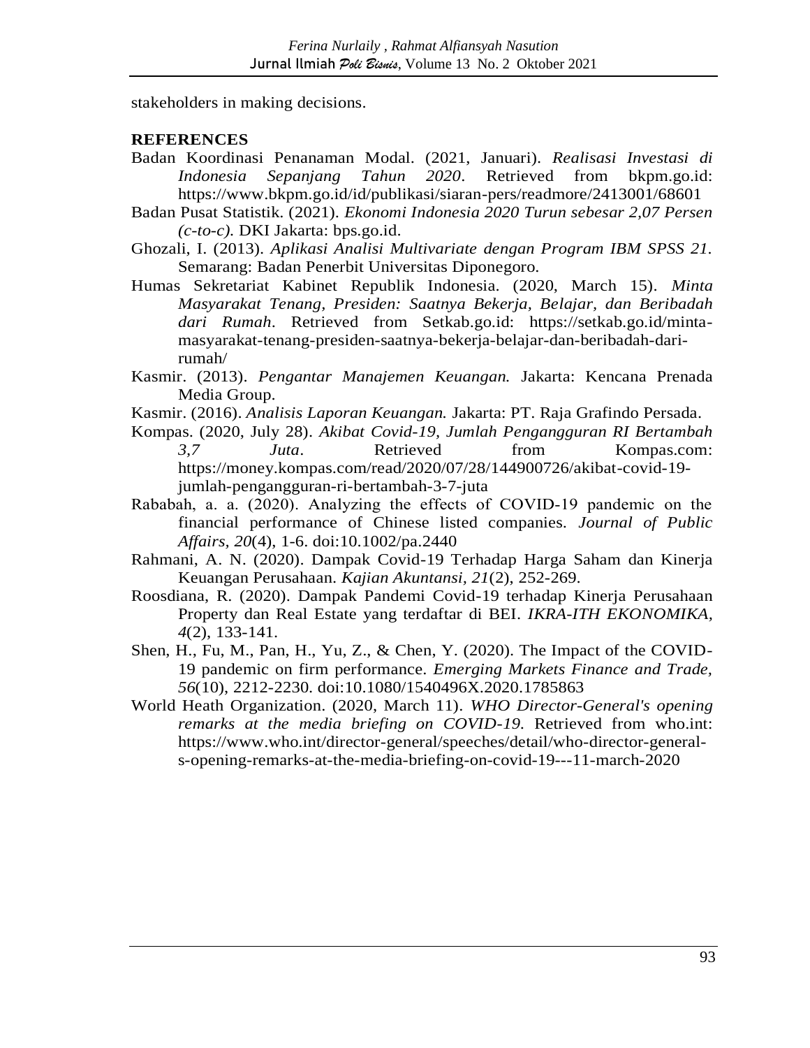stakeholders in making decisions.

## REFERENCES

Badan Koordinasi Penanaman Modal. (2021, Januari). *Realisasi Investasi di Indonesia Sepanjang Tahun 2020*. Retrieved from bkpm.go.id: https://www.bkpm.go.id/id/publikasi/siaran-pers/readmore/2413001/68601

Badan Pusat Statistik. (2021). *Ekonomi Indonesia 2020 Turun sebesar 2,07 Persen (c-to-c).* DKI Jakarta: bps.go.id.

Ghozali, I. (2013). *Aplikasi Analisi Multivariate dengan Program IBM SPSS 21.* Semarang: Badan Penerbit Universitas Diponegoro.

Humas Sekretariat Kabinet Republik Indonesia. (2020, March 15). *Minta Masyarakat Tenang, Presiden: Saatnya Bekerja, Belajar, dan Beribadah dari Rumah*. Retrieved from Setkab.go.id: https://setkab.go.id/minta-masyarakat-tenang-presiden-saatnya-bekerja-belajar-dan-beribadah-dari-rumah/

Kasmir. (2013). *Pengantar Manajemen Keuangan.* Jakarta: Kencana Prenada Media Group.

Kasmir. (2016). *Analisis Laporan Keuangan.* Jakarta: PT. Raja Grafindo Persada.

Kompas. (2020, July 28). *Akibat Covid-19, Jumlah Pengangguran RI Bertambah 3,7 Juta*. Retrieved from Kompas.com: https://money.kompas.com/read/2020/07/28/144900726/akibat-covid-19-jumlah-pengangguran-ri-bertambah-3-7-juta

Rababah, a. a. (2020). Analyzing the effects of COVID-19 pandemic on the financial performance of Chinese listed companies. *Journal of Public Affairs, 20*(4), 1-6. doi:10.1002/pa.2440

Rahmani, A. N. (2020). Dampak Covid-19 Terhadap Harga Saham dan Kinerja Keuangan Perusahaan. *Kajian Akuntansi, 21*(2), 252-269.

Roosdiana, R. (2020). Dampak Pandemi Covid-19 terhadap Kinerja Perusahaan Property dan Real Estate yang terdaftar di BEI. *IKRA-ITH EKONOMIKA, 4*(2), 133-141.

Shen, H., Fu, M., Pan, H., Yu, Z., & Chen, Y. (2020). The Impact of the COVID-19 pandemic on firm performance. *Emerging Markets Finance and Trade, 56*(10), 2212-2230. doi:10.1080/1540496X.2020.1785863

World Heath Organization. (2020, March 11). *WHO Director-General's opening remarks at the media briefing on COVID-19.* Retrieved from who.int: https://www.who.int/director-general/speeches/detail/who-director-general-s-opening-remarks-at-the-media-briefing-on-covid-19---11-march-2020